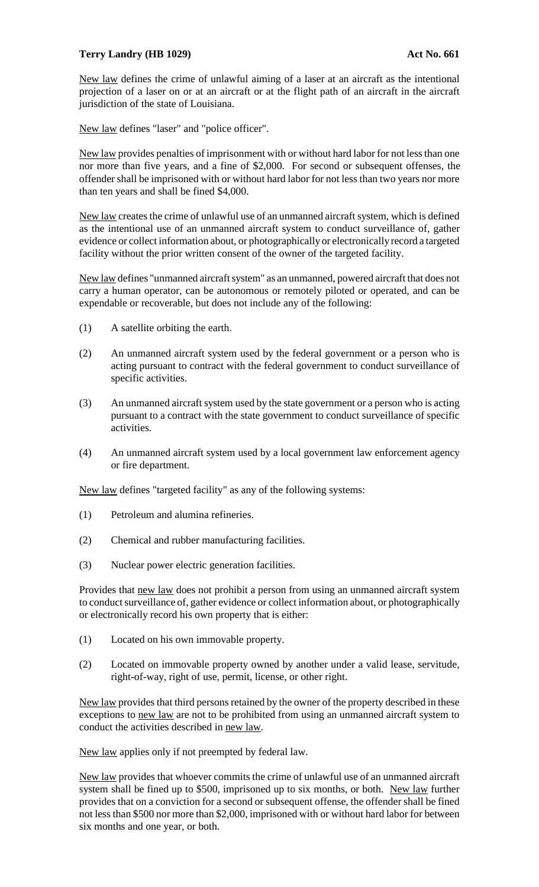**Terry Landry (HB 1029)** **Act No. 661**

New law defines the crime of unlawful aiming of a laser at an aircraft as the intentional projection of a laser on or at an aircraft or at the flight path of an aircraft in the aircraft jurisdiction of the state of Louisiana.

New law defines "laser" and "police officer".

New law provides penalties of imprisonment with or without hard labor for not less than one nor more than five years, and a fine of $2,000. For second or subsequent offenses, the offender shall be imprisoned with or without hard labor for not less than two years nor more than ten years and shall be fined $4,000.

New law creates the crime of unlawful use of an unmanned aircraft system, which is defined as the intentional use of an unmanned aircraft system to conduct surveillance of, gather evidence or collect information about, or photographically or electronically record a targeted facility without the prior written consent of the owner of the targeted facility.

New law defines "unmanned aircraft system" as an unmanned, powered aircraft that does not carry a human operator, can be autonomous or remotely piloted or operated, and can be expendable or recoverable, but does not include any of the following:

(1) A satellite orbiting the earth.

(2) An unmanned aircraft system used by the federal government or a person who is acting pursuant to contract with the federal government to conduct surveillance of specific activities.

(3) An unmanned aircraft system used by the state government or a person who is acting pursuant to a contract with the state government to conduct surveillance of specific activities.

(4) An unmanned aircraft system used by a local government law enforcement agency or fire department.

New law defines "targeted facility" as any of the following systems:

(1) Petroleum and alumina refineries.

(2) Chemical and rubber manufacturing facilities.

(3) Nuclear power electric generation facilities.

Provides that new law does not prohibit a person from using an unmanned aircraft system to conduct surveillance of, gather evidence or collect information about, or photographically or electronically record his own property that is either:

(1) Located on his own immovable property.

(2) Located on immovable property owned by another under a valid lease, servitude, right-of-way, right of use, permit, license, or other right.

New law provides that third persons retained by the owner of the property described in these exceptions to new law are not to be prohibited from using an unmanned aircraft system to conduct the activities described in new law.

New law applies only if not preempted by federal law.

New law provides that whoever commits the crime of unlawful use of an unmanned aircraft system shall be fined up to $500, imprisoned up to six months, or both. New law further provides that on a conviction for a second or subsequent offense, the offender shall be fined not less than $500 nor more than $2,000, imprisoned with or without hard labor for between six months and one year, or both.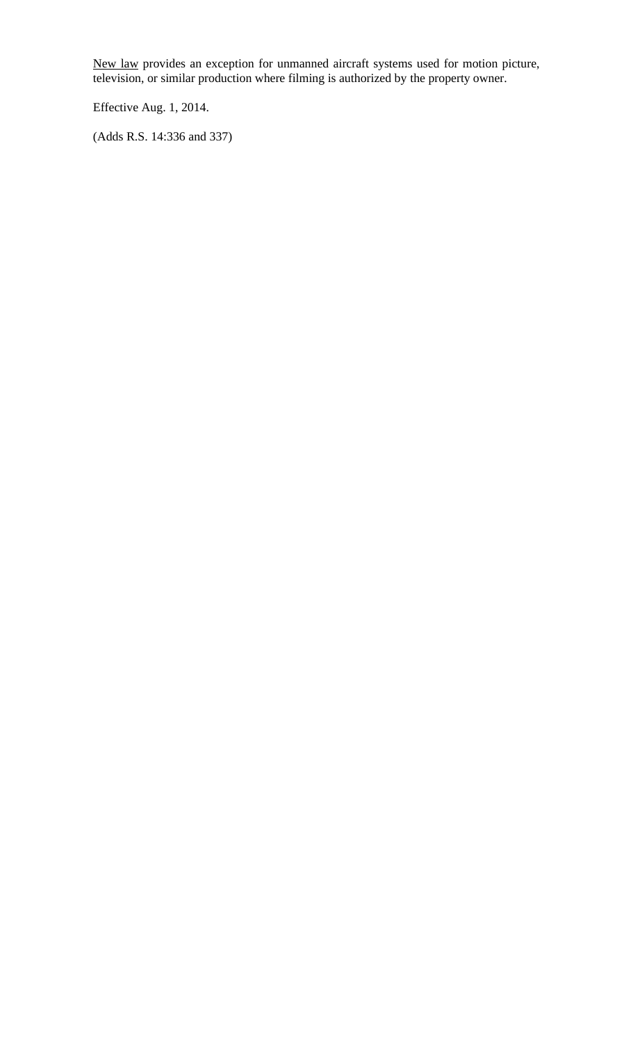New law provides an exception for unmanned aircraft systems used for motion picture, television, or similar production where filming is authorized by the property owner.

Effective Aug. 1, 2014.

(Adds R.S. 14:336 and 337)